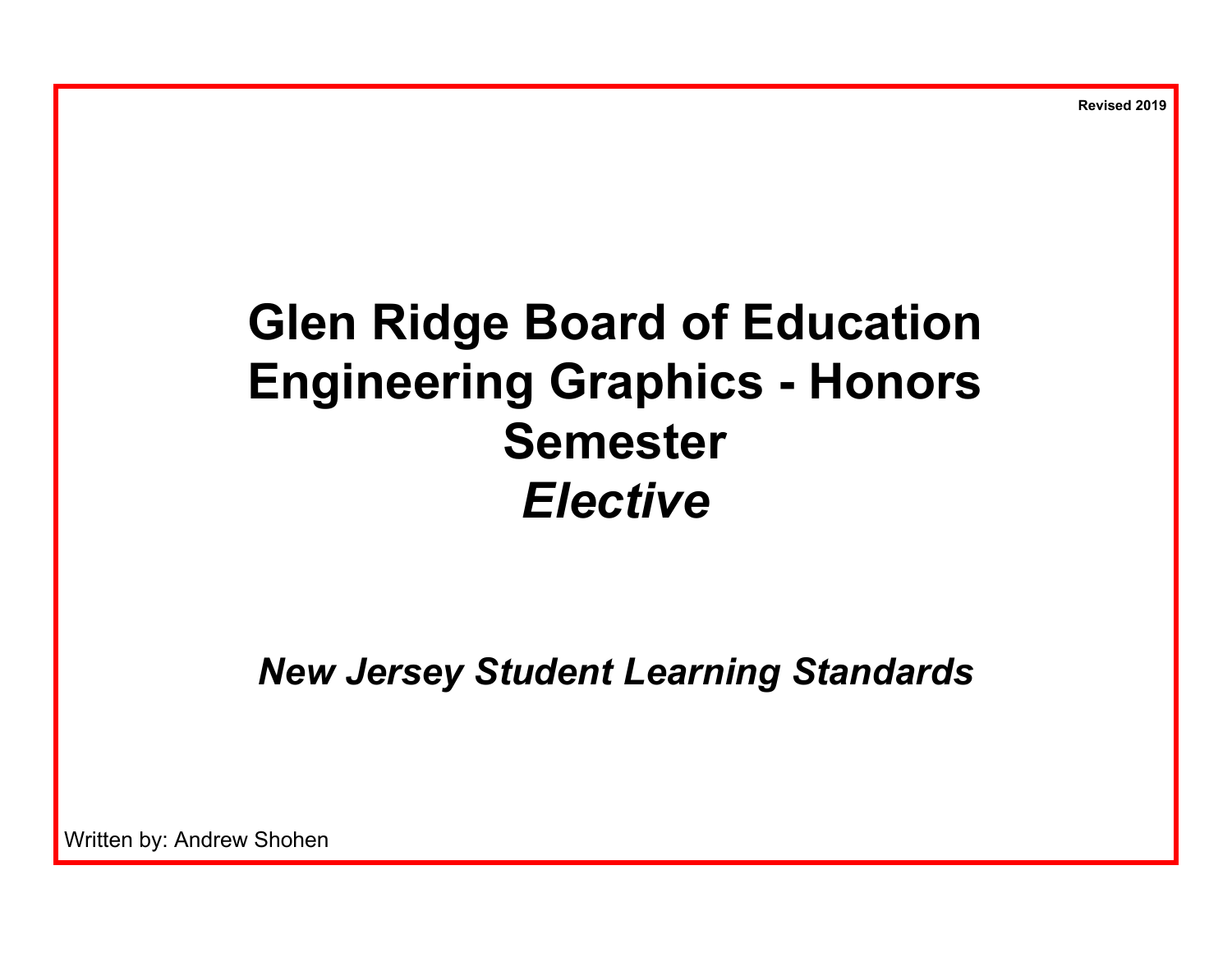**Revised 2019**

# Glen Ridge Board of Education
# Engineering Graphics - Honors
# Semester
# *Elective*

***New Jersey Student Learning Standards***

Written by: Andrew Shohen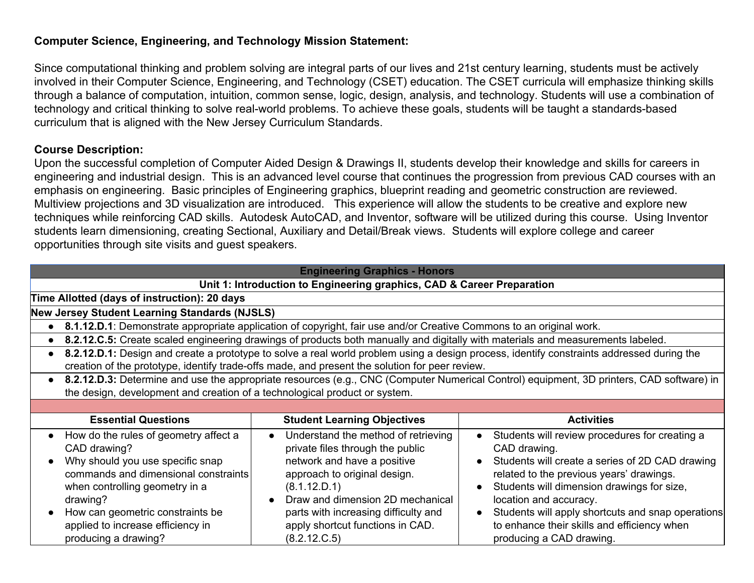**Computer Science, Engineering, and Technology Mission Statement:**

Since computational thinking and problem solving are integral parts of our lives and 21st century learning, students must be actively involved in their Computer Science, Engineering, and Technology (CSET) education. The CSET curricula will emphasize thinking skills through a balance of computation, intuition, common sense, logic, design, analysis, and technology. Students will use a combination of technology and critical thinking to solve real-world problems. To achieve these goals, students will be taught a standards-based curriculum that is aligned with the New Jersey Curriculum Standards.

**Course Description:**

Upon the successful completion of Computer Aided Design & Drawings II, students develop their knowledge and skills for careers in engineering and industrial design. This is an advanced level course that continues the progression from previous CAD courses with an emphasis on engineering. Basic principles of Engineering graphics, blueprint reading and geometric construction are reviewed. Multiview projections and 3D visualization are introduced. This experience will allow the students to be creative and explore new techniques while reinforcing CAD skills. Autodesk AutoCAD, and Inventor, software will be utilized during this course. Using Inventor students learn dimensioning, creating Sectional, Auxiliary and Detail/Break views. Students will explore college and career opportunities through site visits and guest speakers.

| **Engineering Graphics - Honors** | | |
|---|---|---|
| **Unit 1: Introduction to Engineering graphics, CAD & Career Preparation** | | |
| **Time Allotted (days of instruction): 20 days** | | |
| **New Jersey Student Learning Standards (NJSLS)** | | |
| • **8.1.12.D.1**: Demonstrate appropriate application of copyright, fair use and/or Creative Commons to an original work. | | |
| • **8.2.12.C.5:** Create scaled engineering drawings of products both manually and digitally with materials and measurements labeled. | | |
| • **8.2.12.D.1:** Design and create a prototype to solve a real world problem using a design process, identify constraints addressed during the creation of the prototype, identify trade-offs made, and present the solution for peer review. | | |
| • **8.2.12.D.3:** Determine and use the appropriate resources (e.g., CNC (Computer Numerical Control) equipment, 3D printers, CAD software) in the design, development and creation of a technological product or system. | | |
| | | |
| **Essential Questions** | **Student Learning Objectives** | **Activities** |
| • How do the rules of geometry affect a CAD drawing?<br>• Why should you use specific snap commands and dimensional constraints when controlling geometry in a drawing?<br>• How can geometric constraints be applied to increase efficiency in producing a drawing? | • Understand the method of retrieving private files through the public network and have a positive approach to original design. (8.1.12.D.1)<br>• Draw and dimension 2D mechanical parts with increasing difficulty and apply shortcut functions in CAD. (8.2.12.C.5) | • Students will review procedures for creating a CAD drawing.<br>• Students will create a series of 2D CAD drawing related to the previous years' drawings.<br>• Students will dimension drawings for size, location and accuracy.<br>• Students will apply shortcuts and snap operations to enhance their skills and efficiency when producing a CAD drawing. |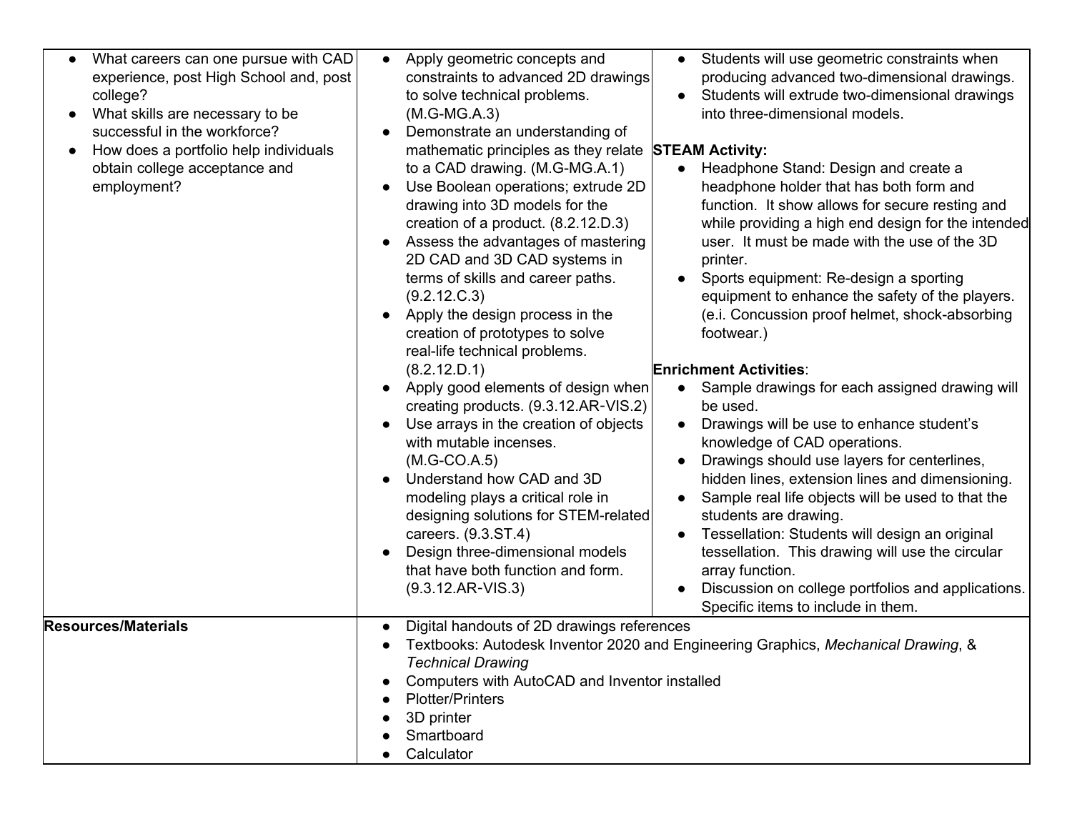| | | |
|---|---|---|
| • What careers can one pursue with CAD experience, post High School and, post college?<br>• What skills are necessary to be successful in the workforce?<br>• How does a portfolio help individuals obtain college acceptance and employment? | • Apply geometric concepts and constraints to advanced 2D drawings to solve technical problems. (M.G-MG.A.3)<br>• Demonstrate an understanding of mathematic principles as they relate to a CAD drawing. (M.G-MG.A.1)<br>• Use Boolean operations; extrude 2D drawing into 3D models for the creation of a product. (8.2.12.D.3)<br>• Assess the advantages of mastering 2D CAD and 3D CAD systems in terms of skills and career paths. (9.2.12.C.3)<br>• Apply the design process in the creation of prototypes to solve real-life technical problems. (8.2.12.D.1)<br>• Apply good elements of design when creating products. (9.3.12.AR-VIS.2)<br>• Use arrays in the creation of objects with mutable incenses. (M.G-CO.A.5)<br>• Understand how CAD and 3D modeling plays a critical role in designing solutions for STEM-related careers. (9.3.ST.4)<br>• Design three-dimensional models that have both function and form. (9.3.12.AR-VIS.3) | • Students will use geometric constraints when producing advanced two-dimensional drawings.<br>• Students will extrude two-dimensional drawings into three-dimensional models.<br><br>**STEAM Activity:**<br>• Headphone Stand: Design and create a headphone holder that has both form and function. It show allows for secure resting and while providing a high end design for the intended user. It must be made with the use of the 3D printer.<br>• Sports equipment: Re-design a sporting equipment to enhance the safety of the players. (e.i. Concussion proof helmet, shock-absorbing footwear.)<br><br>**Enrichment Activities**:<br>• Sample drawings for each assigned drawing will be used.<br>• Drawings will be use to enhance student's knowledge of CAD operations.<br>• Drawings should use layers for centerlines, hidden lines, extension lines and dimensioning.<br>• Sample real life objects will be used to that the students are drawing.<br>• Tessellation: Students will design an original tessellation. This drawing will use the circular array function.<br>• Discussion on college portfolios and applications. Specific items to include in them. |
| **Resources/Materials** | • Digital handouts of 2D drawings references<br>• Textbooks: Autodesk Inventor 2020 and Engineering Graphics, *Mechanical Drawing*, & *Technical Drawing*<br>• Computers with AutoCAD and Inventor installed<br>• Plotter/Printers<br>• 3D printer<br>• Smartboard<br>• Calculator | |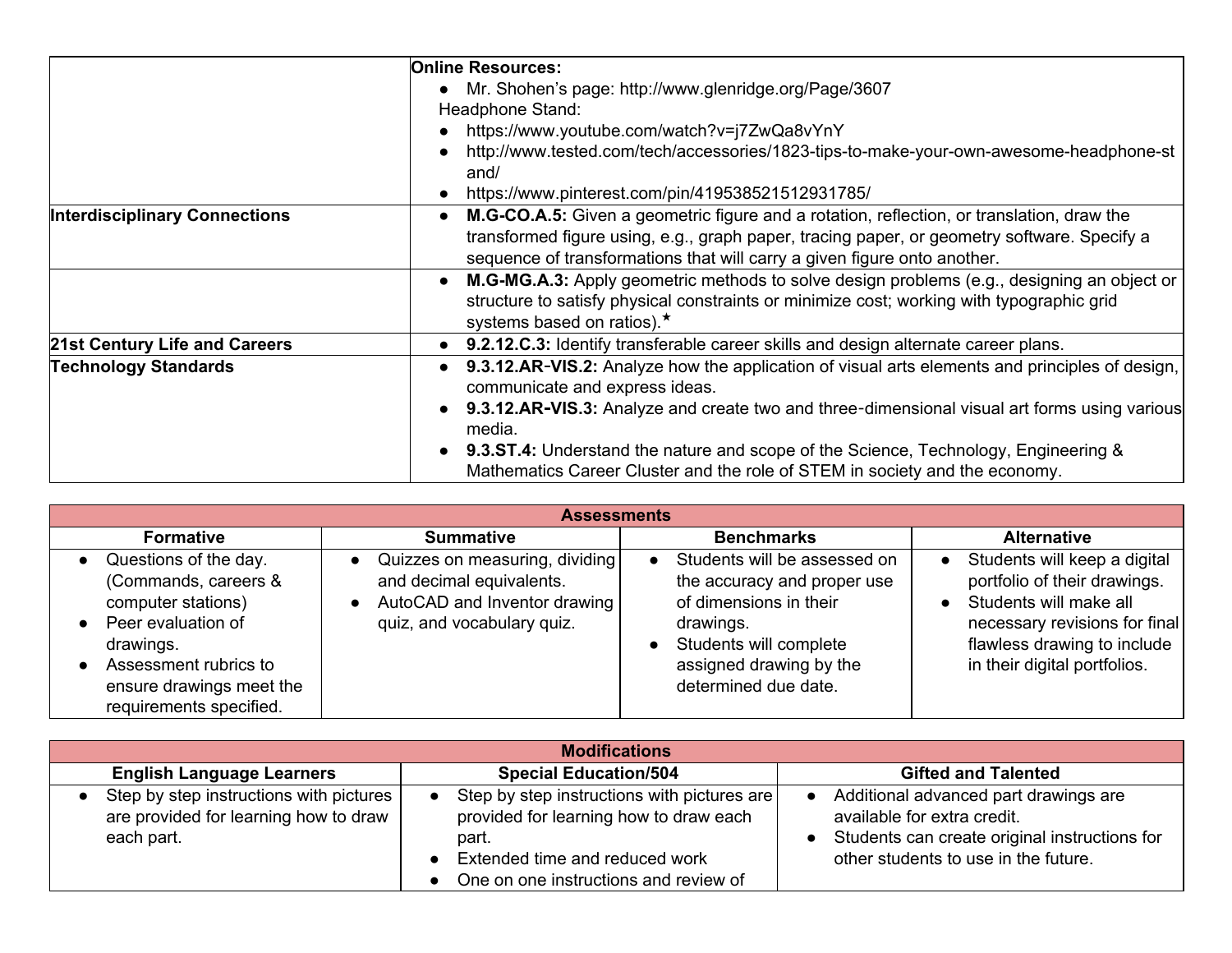| | |
|---|---|
| | **Online Resources:**<br>● Mr. Shohen's page: http://www.glenridge.org/Page/3607<br>Headphone Stand:<br>● https://www.youtube.com/watch?v=j7ZwQa8vYnY<br>● http://www.tested.com/tech/accessories/1823-tips-to-make-your-own-awesome-headphone-stand/<br>● https://www.pinterest.com/pin/419538521512931785/ |
| **Interdisciplinary Connections** | ● **M.G-CO.A.5:** Given a geometric figure and a rotation, reflection, or translation, draw the transformed figure using, e.g., graph paper, tracing paper, or geometry software. Specify a sequence of transformations that will carry a given figure onto another. |
| | ● **M.G-MG.A.3:** Apply geometric methods to solve design problems (e.g., designing an object or structure to satisfy physical constraints or minimize cost; working with typographic grid systems based on ratios).★ |
| **21st Century Life and Careers** | ● **9.2.12.C.3:** Identify transferable career skills and design alternate career plans. |
| **Technology Standards** | ● **9.3.12.AR-VIS.2:** Analyze how the application of visual arts elements and principles of design, communicate and express ideas.<br>● **9.3.12.AR-VIS.3:** Analyze and create two and three-dimensional visual art forms using various media.<br>● **9.3.ST.4:** Understand the nature and scope of the Science, Technology, Engineering & Mathematics Career Cluster and the role of STEM in society and the economy. |

| **Assessments** | | | |
|---|---|---|---|
| **Formative** | **Summative** | **Benchmarks** | **Alternative** |
| ● Questions of the day. (Commands, careers & computer stations)<br>● Peer evaluation of drawings.<br>● Assessment rubrics to ensure drawings meet the requirements specified. | ● Quizzes on measuring, dividing and decimal equivalents.<br>● AutoCAD and Inventor drawing quiz, and vocabulary quiz. | ● Students will be assessed on the accuracy and proper use of dimensions in their drawings.<br>● Students will complete assigned drawing by the determined due date. | ● Students will keep a digital portfolio of their drawings.<br>● Students will make all necessary revisions for final flawless drawing to include in their digital portfolios. |

| **Modifications** | | |
|---|---|---|
| **English Language Learners** | **Special Education/504** | **Gifted and Talented** |
| ● Step by step instructions with pictures are provided for learning how to draw each part. | ● Step by step instructions with pictures are provided for learning how to draw each part.<br>● Extended time and reduced work<br>● One on one instructions and review of | ● Additional advanced part drawings are available for extra credit.<br>● Students can create original instructions for other students to use in the future. |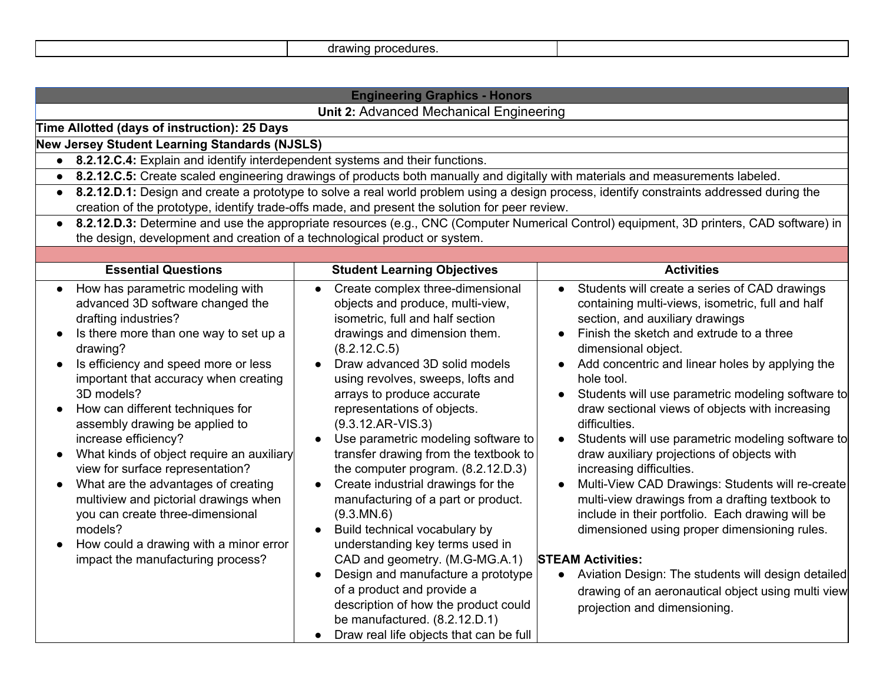| | drawing procedures. | |
|---|---|---|

| Engineering Graphics - Honors |
|---|
| **Unit 2:** Advanced Mechanical Engineering |
| **Time Allotted (days of instruction): 25 Days** |
| **New Jersey Student Learning Standards (NJSLS)** |
| ● **8.2.12.C.4:** Explain and identify interdependent systems and their functions. |
| ● **8.2.12.C.5:** Create scaled engineering drawings of products both manually and digitally with materials and measurements labeled. |
| ● **8.2.12.D.1:** Design and create a prototype to solve a real world problem using a design process, identify constraints addressed during the creation of the prototype, identify trade-offs made, and present the solution for peer review. |
| ● **8.2.12.D.3:** Determine and use the appropriate resources (e.g., CNC (Computer Numerical Control) equipment, 3D printers, CAD software) in the design, development and creation of a technological product or system. |

| Essential Questions | Student Learning Objectives | Activities |
|---|---|---|
| ● How has parametric modeling with advanced 3D software changed the drafting industries?<br>● Is there more than one way to set up a drawing?<br>● Is efficiency and speed more or less important that accuracy when creating 3D models?<br>● How can different techniques for assembly drawing be applied to increase efficiency?<br>● What kinds of object require an auxiliary view for surface representation?<br>● What are the advantages of creating multiview and pictorial drawings when you can create three-dimensional models?<br>● How could a drawing with a minor error impact the manufacturing process? | ● Create complex three-dimensional objects and produce, multi-view, isometric, full and half section drawings and dimension them. (8.2.12.C.5)<br>● Draw advanced 3D solid models using revolves, sweeps, lofts and arrays to produce accurate representations of objects. (9.3.12.AR-VIS.3)<br>● Use parametric modeling software to transfer drawing from the textbook to the computer program. (8.2.12.D.3)<br>● Create industrial drawings for the manufacturing of a part or product. (9.3.MN.6)<br>● Build technical vocabulary by understanding key terms used in CAD and geometry. (M.G-MG.A.1)<br>● Design and manufacture a prototype of a product and provide a description of how the product could be manufactured. (8.2.12.D.1)<br>● Draw real life objects that can be full | ● Students will create a series of CAD drawings containing multi-views, isometric, full and half section, and auxiliary drawings<br>● Finish the sketch and extrude to a three dimensional object.<br>● Add concentric and linear holes by applying the hole tool.<br>● Students will use parametric modeling software to draw sectional views of objects with increasing difficulties.<br>● Students will use parametric modeling software to draw auxiliary projections of objects with increasing difficulties.<br>● Multi-View CAD Drawings: Students will re-create multi-view drawings from a drafting textbook to include in their portfolio. Each drawing will be dimensioned using proper dimensioning rules.<br><br>**STEAM Activities:**<br>● Aviation Design: The students will design detailed drawing of an aeronautical object using multi view projection and dimensioning. |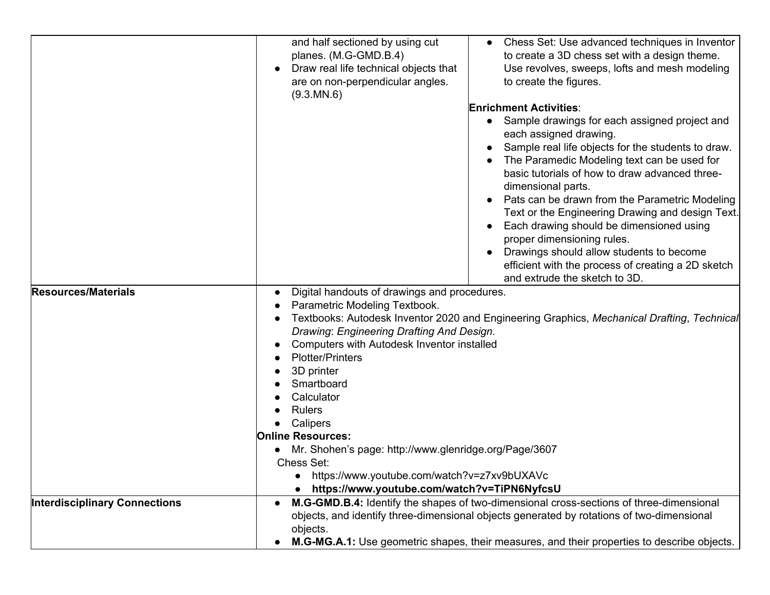| | | |
|---|---|---|
| | and half sectioned by using cut planes. (M.G-GMD.B.4)<br>• Draw real life technical objects that are on non-perpendicular angles. (9.3.MN.6) | • Chess Set: Use advanced techniques in Inventor to create a 3D chess set with a design theme. Use revolves, sweeps, lofts and mesh modeling to create the figures.<br><br>**Enrichment Activities**:<br>• Sample drawings for each assigned project and each assigned drawing.<br>• Sample real life objects for the students to draw.<br>• The Paramedic Modeling text can be used for basic tutorials of how to draw advanced three-dimensional parts.<br>• Pats can be drawn from the Parametric Modeling Text or the Engineering Drawing and design Text.<br>• Each drawing should be dimensioned using proper dimensioning rules.<br>• Drawings should allow students to become efficient with the process of creating a 2D sketch and extrude the sketch to 3D. |
| **Resources/Materials** | • Digital handouts of drawings and procedures.<br>• Parametric Modeling Textbook.<br>• Textbooks: Autodesk Inventor 2020 and Engineering Graphics, *Mechanical Drafting*, *Technical Drawing*: *Engineering Drafting And Design.*<br>• Computers with Autodesk Inventor installed<br>• Plotter/Printers<br>• 3D printer<br>• Smartboard<br>• Calculator<br>• Rulers<br>• Calipers<br>**Online Resources:**<br>• Mr. Shohen's page: http://www.glenridge.org/Page/3607<br>Chess Set:<br>• https://www.youtube.com/watch?v=z7xv9bUXAVc<br>• **https://www.youtube.com/watch?v=TiPN6NyfcsU** | |
| **Interdisciplinary Connections** | • **M.G-GMD.B.4:** Identify the shapes of two-dimensional cross-sections of three-dimensional objects, and identify three-dimensional objects generated by rotations of two-dimensional objects.<br>• **M.G-MG.A.1:** Use geometric shapes, their measures, and their properties to describe objects. | |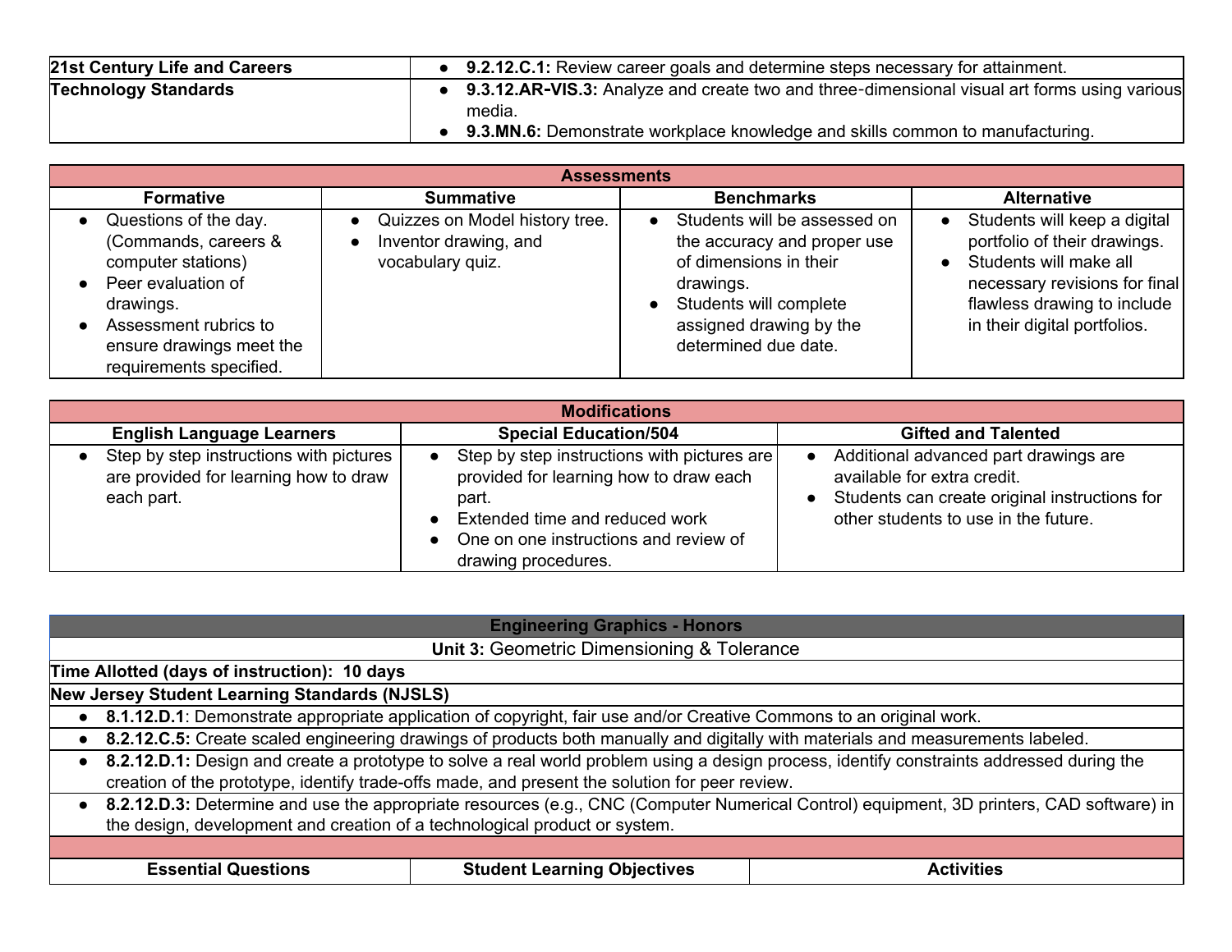| 21st Century Life and Careers | • **9.2.12.C.1:** Review career goals and determine steps necessary for attainment. |
|---|---|
| **Technology Standards** | • **9.3.12.AR-VIS.3:** Analyze and create two and three-dimensional visual art forms using various media.<br>• **9.3.MN.6:** Demonstrate workplace knowledge and skills common to manufacturing. |

| Assessments | | | |
|---|---|---|---|
| **Formative** | **Summative** | **Benchmarks** | **Alternative** |
| • Questions of the day. (Commands, careers & computer stations)<br>• Peer evaluation of drawings.<br>• Assessment rubrics to ensure drawings meet the requirements specified. | • Quizzes on Model history tree.<br>• Inventor drawing, and vocabulary quiz. | • Students will be assessed on the accuracy and proper use of dimensions in their drawings.<br>• Students will complete assigned drawing by the determined due date. | • Students will keep a digital portfolio of their drawings.<br>• Students will make all necessary revisions for final flawless drawing to include in their digital portfolios. |

| Modifications | | |
|---|---|---|
| **English Language Learners** | **Special Education/504** | **Gifted and Talented** |
| • Step by step instructions with pictures are provided for learning how to draw each part. | • Step by step instructions with pictures are provided for learning how to draw each part.<br>• Extended time and reduced work<br>• One on one instructions and review of drawing procedures. | • Additional advanced part drawings are available for extra credit.<br>• Students can create original instructions for other students to use in the future. |

| Engineering Graphics - Honors | | |
|---|---|---|
| **Unit 3:** Geometric Dimensioning & Tolerance | | |
| **Time Allotted (days of instruction): 10 days** | | |
| **New Jersey Student Learning Standards (NJSLS)** | | |
| • **8.1.12.D.1**: Demonstrate appropriate application of copyright, fair use and/or Creative Commons to an original work. | | |
| • **8.2.12.C.5:** Create scaled engineering drawings of products both manually and digitally with materials and measurements labeled. | | |
| • **8.2.12.D.1:** Design and create a prototype to solve a real world problem using a design process, identify constraints addressed during the creation of the prototype, identify trade-offs made, and present the solution for peer review. | | |
| • **8.2.12.D.3:** Determine and use the appropriate resources (e.g., CNC (Computer Numerical Control) equipment, 3D printers, CAD software) in the design, development and creation of a technological product or system. | | |
| | | |
| **Essential Questions** | **Student Learning Objectives** | **Activities** |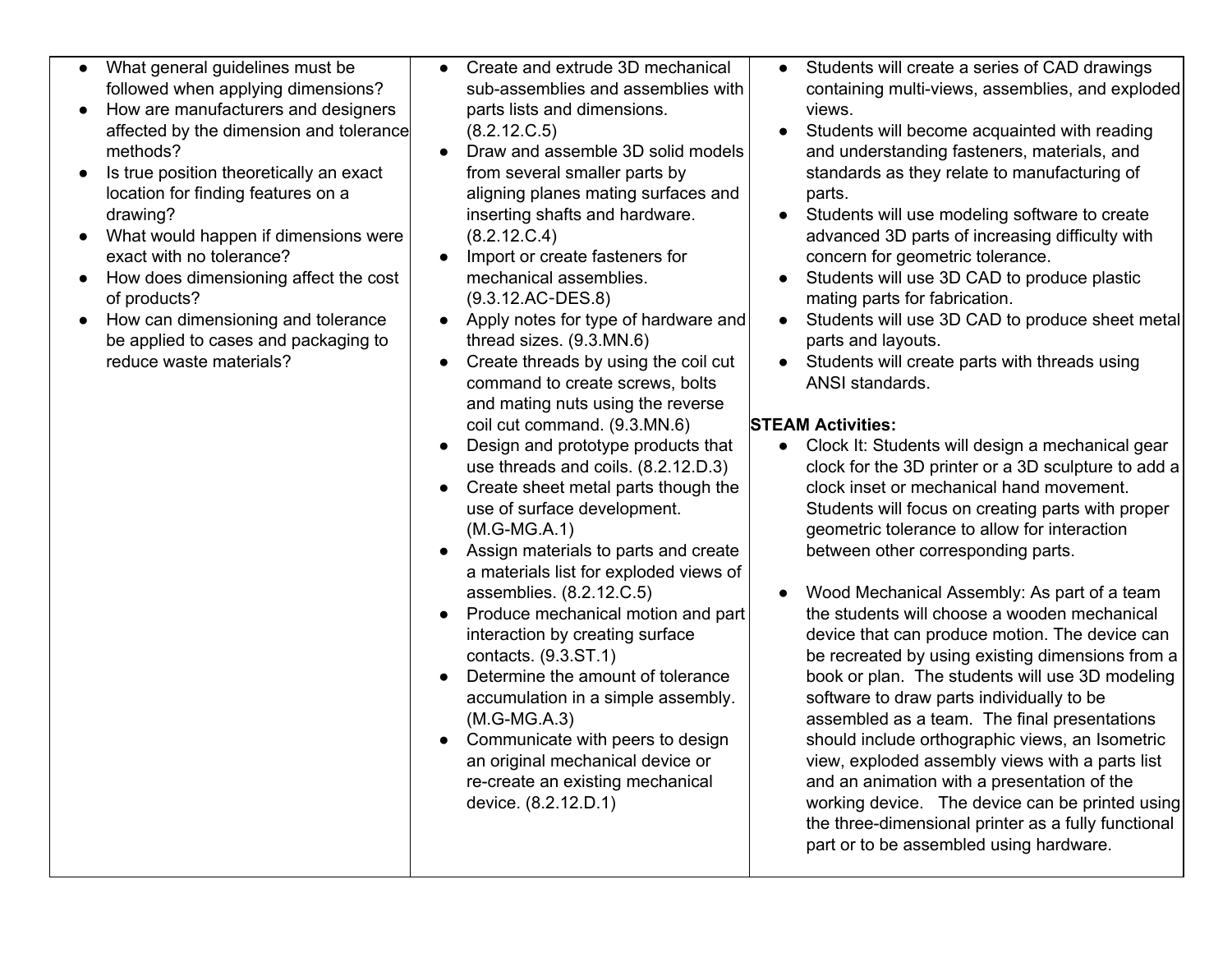| | | |
|---|---|---|
| • What general guidelines must be followed when applying dimensions?<br>• How are manufacturers and designers affected by the dimension and tolerance methods?<br>• Is true position theoretically an exact location for finding features on a drawing?<br>• What would happen if dimensions were exact with no tolerance?<br>• How does dimensioning affect the cost of products?<br>• How can dimensioning and tolerance be applied to cases and packaging to reduce waste materials? | • Create and extrude 3D mechanical sub-assemblies and assemblies with parts lists and dimensions. (8.2.12.C.5)<br>• Draw and assemble 3D solid models from several smaller parts by aligning planes mating surfaces and inserting shafts and hardware. (8.2.12.C.4)<br>• Import or create fasteners for mechanical assemblies. (9.3.12.AC-DES.8)<br>• Apply notes for type of hardware and thread sizes. (9.3.MN.6)<br>• Create threads by using the coil cut command to create screws, bolts and mating nuts using the reverse coil cut command. (9.3.MN.6)<br>• Design and prototype products that use threads and coils. (8.2.12.D.3)<br>• Create sheet metal parts though the use of surface development. (M.G-MG.A.1)<br>• Assign materials to parts and create a materials list for exploded views of assemblies. (8.2.12.C.5)<br>• Produce mechanical motion and part interaction by creating surface contacts. (9.3.ST.1)<br>• Determine the amount of tolerance accumulation in a simple assembly. (M.G-MG.A.3)<br>• Communicate with peers to design an original mechanical device or re-create an existing mechanical device. (8.2.12.D.1) | • Students will create a series of CAD drawings containing multi-views, assemblies, and exploded views.<br>• Students will become acquainted with reading and understanding fasteners, materials, and standards as they relate to manufacturing of parts.<br>• Students will use modeling software to create advanced 3D parts of increasing difficulty with concern for geometric tolerance.<br>• Students will use 3D CAD to produce plastic mating parts for fabrication.<br>• Students will use 3D CAD to produce sheet metal parts and layouts.<br>• Students will create parts with threads using ANSI standards.<br><br>**STEAM Activities:**<br>• Clock It: Students will design a mechanical gear clock for the 3D printer or a 3D sculpture to add a clock inset or mechanical hand movement. Students will focus on creating parts with proper geometric tolerance to allow for interaction between other corresponding parts.<br><br>• Wood Mechanical Assembly: As part of a team the students will choose a wooden mechanical device that can produce motion. The device can be recreated by using existing dimensions from a book or plan. The students will use 3D modeling software to draw parts individually to be assembled as a team. The final presentations should include orthographic views, an Isometric view, exploded assembly views with a parts list and an animation with a presentation of the working device. The device can be printed using the three-dimensional printer as a fully functional part or to be assembled using hardware. |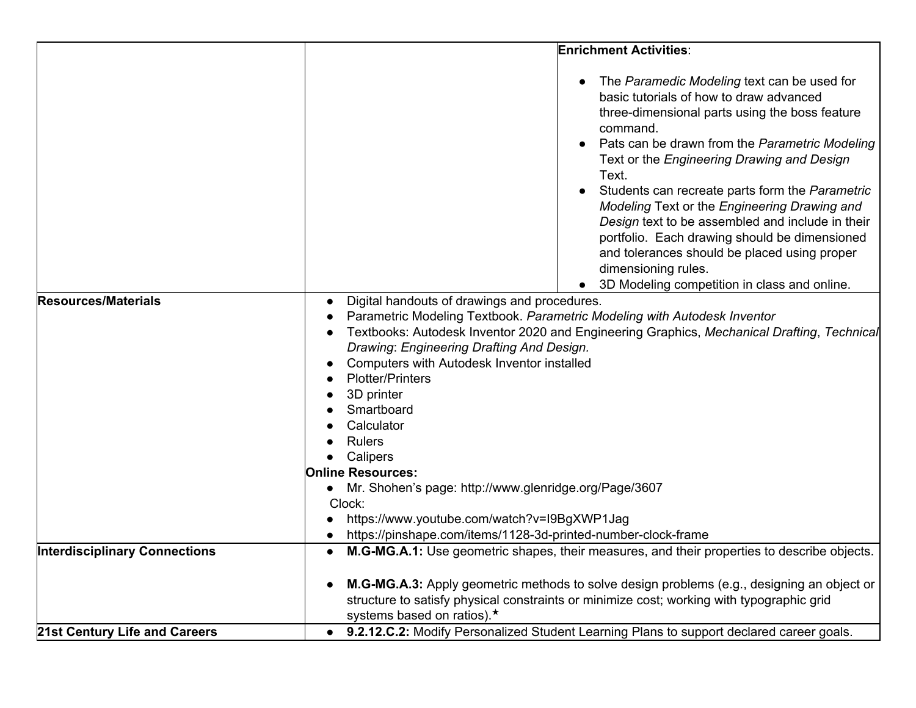| | | |
|---|---|---|
| | | **Enrichment Activities**:<br><br>● The *Paramedic Modeling* text can be used for basic tutorials of how to draw advanced three-dimensional parts using the boss feature command.<br>● Pats can be drawn from the *Parametric Modeling* Text or the *Engineering Drawing and Design* Text.<br>● Students can recreate parts form the *Parametric Modeling* Text or the *Engineering Drawing and Design* text to be assembled and include in their portfolio. Each drawing should be dimensioned and tolerances should be placed using proper dimensioning rules.<br>● 3D Modeling competition in class and online. |
| **Resources/Materials** | ● Digital handouts of drawings and procedures.<br>● Parametric Modeling Textbook. *Parametric Modeling with Autodesk Inventor*<br>● Textbooks: Autodesk Inventor 2020 and Engineering Graphics, *Mechanical Drafting*, *Technical Drawing*: *Engineering Drafting And Design.*<br>● Computers with Autodesk Inventor installed<br>● Plotter/Printers<br>● 3D printer<br>● Smartboard<br>● Calculator<br>● Rulers<br>● Calipers<br>**Online Resources:**<br>● Mr. Shohen's page: http://www.glenridge.org/Page/3607<br>Clock:<br>● https://www.youtube.com/watch?v=I9BgXWP1Jag<br>● https://pinshape.com/items/1128-3d-printed-number-clock-frame | |
| **Interdisciplinary Connections** | ● **M.G-MG.A.1:** Use geometric shapes, their measures, and their properties to describe objects.<br><br>● **M.G-MG.A.3:** Apply geometric methods to solve design problems (e.g., designing an object or structure to satisfy physical constraints or minimize cost; working with typographic grid systems based on ratios).★ | |
| **21st Century Life and Careers** | ● **9.2.12.C.2:** Modify Personalized Student Learning Plans to support declared career goals. | |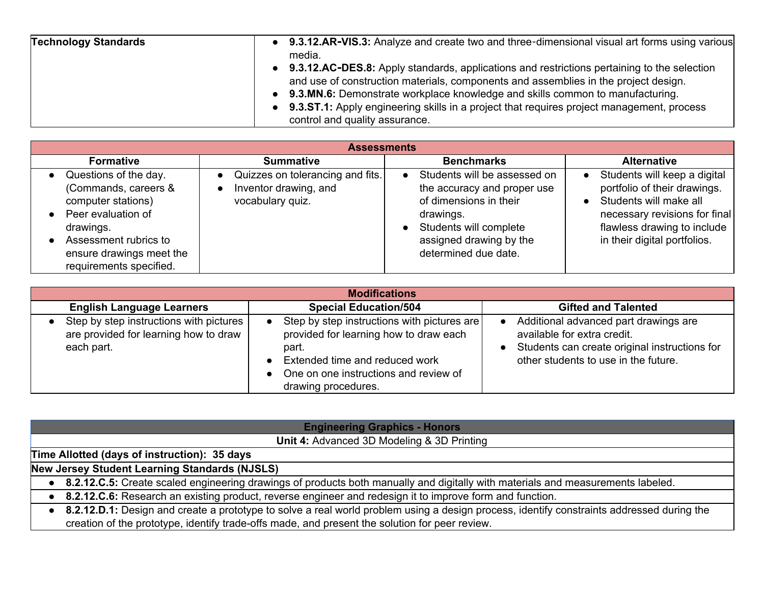| Technology Standards | <ul><li>**9.3.12.AR-VIS.3:** Analyze and create two and three-dimensional visual art forms using various media.</li><li>**9.3.12.AC-DES.8:** Apply standards, applications and restrictions pertaining to the selection and use of construction materials, components and assemblies in the project design.</li><li>**9.3.MN.6:** Demonstrate workplace knowledge and skills common to manufacturing.</li><li>**9.3.ST.1:** Apply engineering skills in a project that requires project management, process control and quality assurance.</li></ul> |
|---|---|

| **Assessments** | | | |
|---|---|---|---|
| **Formative** | **Summative** | **Benchmarks** | **Alternative** |
| <ul><li>Questions of the day. (Commands, careers & computer stations)</li><li>Peer evaluation of drawings.</li><li>Assessment rubrics to ensure drawings meet the requirements specified.</li></ul> | <ul><li>Quizzes on tolerancing and fits.</li><li>Inventor drawing, and vocabulary quiz.</li></ul> | <ul><li>Students will be assessed on the accuracy and proper use of dimensions in their drawings.</li><li>Students will complete assigned drawing by the determined due date.</li></ul> | <ul><li>Students will keep a digital portfolio of their drawings.</li><li>Students will make all necessary revisions for final flawless drawing to include in their digital portfolios.</li></ul> |

| **Modifications** | | |
|---|---|---|
| **English Language Learners** | **Special Education/504** | **Gifted and Talented** |
| <ul><li>Step by step instructions with pictures are provided for learning how to draw each part.</li></ul> | <ul><li>Step by step instructions with pictures are provided for learning how to draw each part.</li><li>Extended time and reduced work</li><li>One on one instructions and review of drawing procedures.</li></ul> | <ul><li>Additional advanced part drawings are available for extra credit.</li><li>Students can create original instructions for other students to use in the future.</li></ul> |

| **Engineering Graphics - Honors** |
|---|
| **Unit 4:** Advanced 3D Modeling & 3D Printing |
| **Time Allotted (days of instruction): 35 days** |
| **New Jersey Student Learning Standards (NJSLS)** |
| • **8.2.12.C.5:** Create scaled engineering drawings of products both manually and digitally with materials and measurements labeled. |
| • **8.2.12.C.6:** Research an existing product, reverse engineer and redesign it to improve form and function. |
| • **8.2.12.D.1:** Design and create a prototype to solve a real world problem using a design process, identify constraints addressed during the creation of the prototype, identify trade-offs made, and present the solution for peer review. |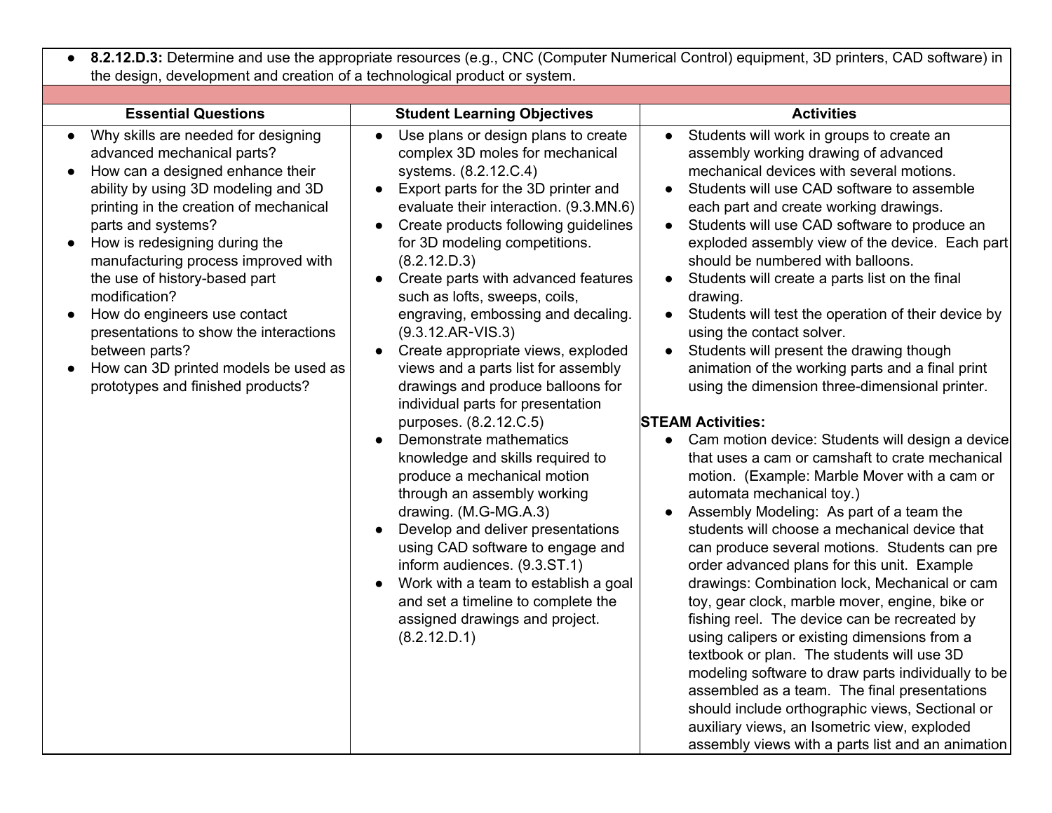- **8.2.12.D.3:** Determine and use the appropriate resources (e.g., CNC (Computer Numerical Control) equipment, 3D printers, CAD software) in the design, development and creation of a technological product or system.

| Essential Questions | Student Learning Objectives | Activities |
|---|---|---|
| • Why skills are needed for designing advanced mechanical parts?<br>• How can a designed enhance their ability by using 3D modeling and 3D printing in the creation of mechanical parts and systems?<br>• How is redesigning during the manufacturing process improved with the use of history-based part modification?<br>• How do engineers use contact presentations to show the interactions between parts?<br>• How can 3D printed models be used as prototypes and finished products? | • Use plans or design plans to create complex 3D moles for mechanical systems. (8.2.12.C.4)<br>• Export parts for the 3D printer and evaluate their interaction. (9.3.MN.6)<br>• Create products following guidelines for 3D modeling competitions. (8.2.12.D.3)<br>• Create parts with advanced features such as lofts, sweeps, coils, engraving, embossing and decaling. (9.3.12.AR-VIS.3)<br>• Create appropriate views, exploded views and a parts list for assembly drawings and produce balloons for individual parts for presentation purposes. (8.2.12.C.5)<br>• Demonstrate mathematics knowledge and skills required to produce a mechanical motion through an assembly working drawing. (M.G-MG.A.3)<br>• Develop and deliver presentations using CAD software to engage and inform audiences. (9.3.ST.1)<br>• Work with a team to establish a goal and set a timeline to complete the assigned drawings and project. (8.2.12.D.1) | • Students will work in groups to create an assembly working drawing of advanced mechanical devices with several motions.<br>• Students will use CAD software to assemble each part and create working drawings.<br>• Students will use CAD software to produce an exploded assembly view of the device. Each part should be numbered with balloons.<br>• Students will create a parts list on the final drawing.<br>• Students will test the operation of their device by using the contact solver.<br>• Students will present the drawing though animation of the working parts and a final print using the dimension three-dimensional printer.<br><br>**STEAM Activities:**<br>• Cam motion device: Students will design a device that uses a cam or camshaft to crate mechanical motion. (Example: Marble Mover with a cam or automata mechanical toy.)<br>• Assembly Modeling: As part of a team the students will choose a mechanical device that can produce several motions. Students can pre order advanced plans for this unit. Example drawings: Combination lock, Mechanical or cam toy, gear clock, marble mover, engine, bike or fishing reel. The device can be recreated by using calipers or existing dimensions from a textbook or plan. The students will use 3D modeling software to draw parts individually to be assembled as a team. The final presentations should include orthographic views, Sectional or auxiliary views, an Isometric view, exploded assembly views with a parts list and an animation |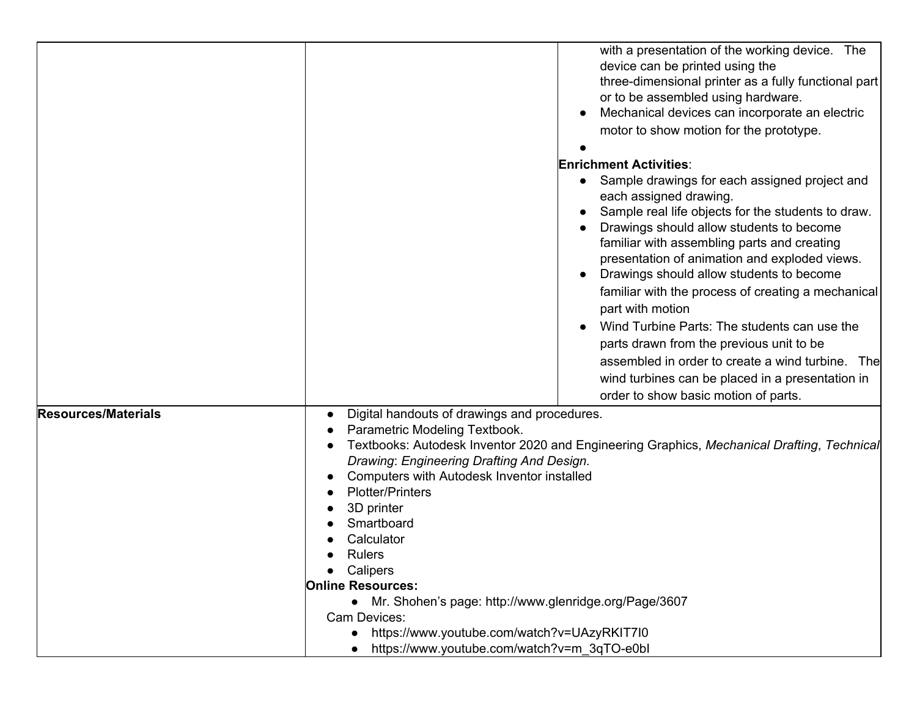| | | |
|---|---|---|
| | | with a presentation of the working device. The device can be printed using the three-dimensional printer as a fully functional part or to be assembled using hardware.<br>● Mechanical devices can incorporate an electric motor to show motion for the prototype.<br>●<br>**Enrichment Activities**:<br>● Sample drawings for each assigned project and each assigned drawing.<br>● Sample real life objects for the students to draw.<br>● Drawings should allow students to become familiar with assembling parts and creating presentation of animation and exploded views.<br>● Drawings should allow students to become familiar with the process of creating a mechanical part with motion<br>● Wind Turbine Parts: The students can use the parts drawn from the previous unit to be assembled in order to create a wind turbine. The wind turbines can be placed in a presentation in order to show basic motion of parts. |
| **Resources/Materials** | ● Digital handouts of drawings and procedures.<br>● Parametric Modeling Textbook.<br>● Textbooks: Autodesk Inventor 2020 and Engineering Graphics, *Mechanical Drafting*, *Technical Drawing*: *Engineering Drafting And Design.*<br>● Computers with Autodesk Inventor installed<br>● Plotter/Printers<br>● 3D printer<br>● Smartboard<br>● Calculator<br>● Rulers<br>● Calipers<br>**Online Resources:**<br>● Mr. Shohen's page: http://www.glenridge.org/Page/3607<br>Cam Devices:<br>● https://www.youtube.com/watch?v=UAzyRKIT7I0<br>● https://www.youtube.com/watch?v=m_3qTO-e0bI | |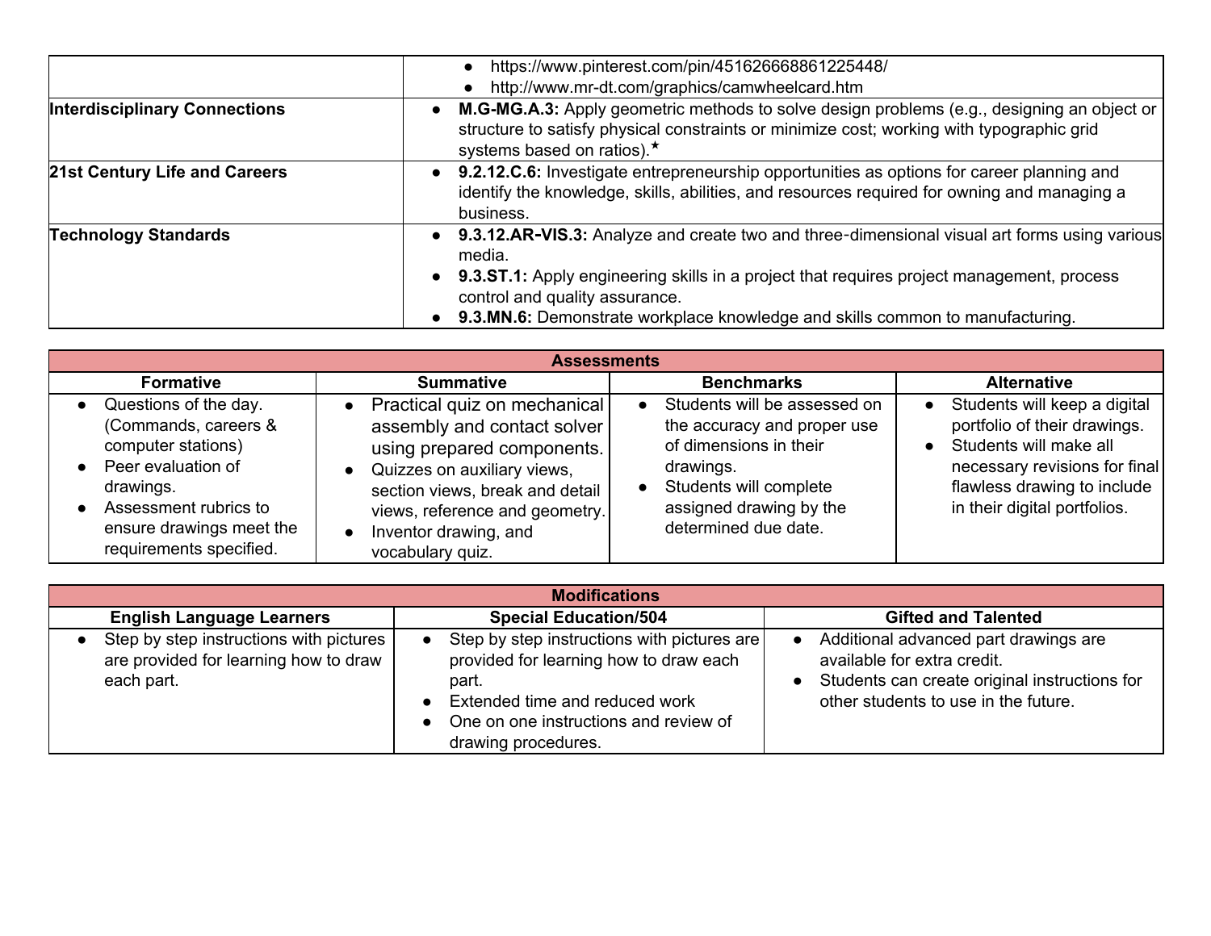| | |
|---|---|
| | • https://www.pinterest.com/pin/451626668861225448/<br>• http://www.mr-dt.com/graphics/camwheelcard.htm |
| **Interdisciplinary Connections** | • **M.G-MG.A.3:** Apply geometric methods to solve design problems (e.g., designing an object or structure to satisfy physical constraints or minimize cost; working with typographic grid systems based on ratios).★ |
| **21st Century Life and Careers** | • **9.2.12.C.6:** Investigate entrepreneurship opportunities as options for career planning and identify the knowledge, skills, abilities, and resources required for owning and managing a business. |
| **Technology Standards** | • **9.3.12.AR-VIS.3:** Analyze and create two and three-dimensional visual art forms using various media.<br>• **9.3.ST.1:** Apply engineering skills in a project that requires project management, process control and quality assurance.<br>• **9.3.MN.6:** Demonstrate workplace knowledge and skills common to manufacturing. |

| **Assessments** | | | |
|---|---|---|---|
| **Formative** | **Summative** | **Benchmarks** | **Alternative** |
| • Questions of the day. (Commands, careers & computer stations)<br>• Peer evaluation of drawings.<br>• Assessment rubrics to ensure drawings meet the requirements specified. | • Practical quiz on mechanical assembly and contact solver using prepared components.<br>• Quizzes on auxiliary views, section views, break and detail views, reference and geometry.<br>• Inventor drawing, and vocabulary quiz. | • Students will be assessed on the accuracy and proper use of dimensions in their drawings.<br>• Students will complete assigned drawing by the determined due date. | • Students will keep a digital portfolio of their drawings.<br>• Students will make all necessary revisions for final flawless drawing to include in their digital portfolios. |

| **Modifications** | | |
|---|---|---|
| **English Language Learners** | **Special Education/504** | **Gifted and Talented** |
| • Step by step instructions with pictures are provided for learning how to draw each part. | • Step by step instructions with pictures are provided for learning how to draw each part.<br>• Extended time and reduced work<br>• One on one instructions and review of drawing procedures. | • Additional advanced part drawings are available for extra credit.<br>• Students can create original instructions for other students to use in the future. |